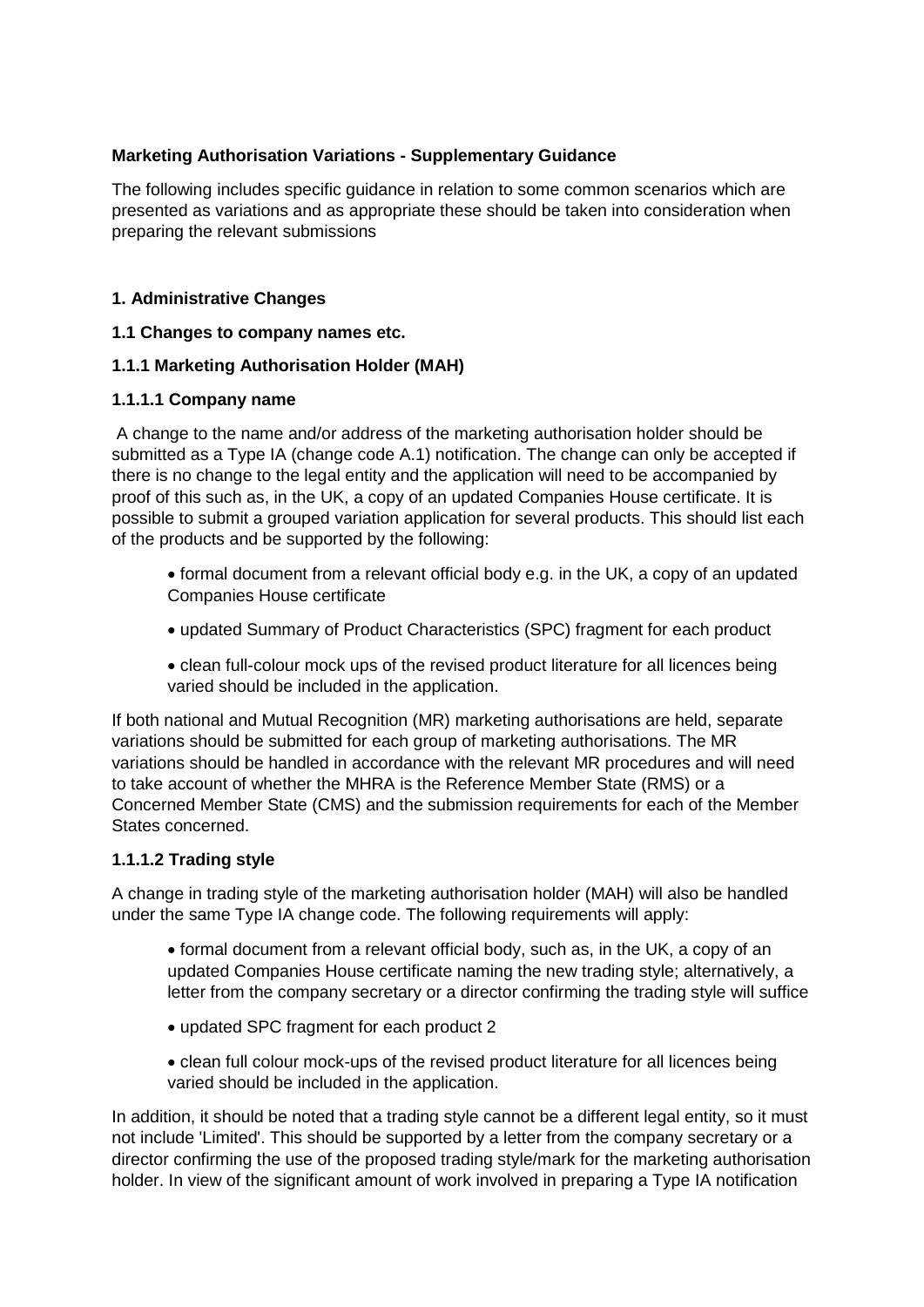**Marketing Authorisation Variations - Supplementary Guidance**

The following includes specific guidance in relation to some common scenarios which are presented as variations and as appropriate these should be taken into consideration when preparing the relevant submissions

**1. Administrative Changes**

**1.1 Changes to company names etc.**

**1.1.1 Marketing Authorisation Holder (MAH)**

**1.1.1.1 Company name**

A change to the name and/or address of the marketing authorisation holder should be submitted as a Type IA (change code A.1) notification. The change can only be accepted if there is no change to the legal entity and the application will need to be accompanied by proof of this such as, in the UK, a copy of an updated Companies House certificate. It is possible to submit a grouped variation application for several products. This should list each of the products and be supported by the following:

- formal document from a relevant official body e.g. in the UK, a copy of an updated Companies House certificate
- updated Summary of Product Characteristics (SPC) fragment for each product
- clean full-colour mock ups of the revised product literature for all licences being varied should be included in the application.

If both national and Mutual Recognition (MR) marketing authorisations are held, separate variations should be submitted for each group of marketing authorisations. The MR variations should be handled in accordance with the relevant MR procedures and will need to take account of whether the MHRA is the Reference Member State (RMS) or a Concerned Member State (CMS) and the submission requirements for each of the Member States concerned.

**1.1.1.2 Trading style**

A change in trading style of the marketing authorisation holder (MAH) will also be handled under the same Type IA change code. The following requirements will apply:

- formal document from a relevant official body, such as, in the UK, a copy of an updated Companies House certificate naming the new trading style; alternatively, a letter from the company secretary or a director confirming the trading style will suffice
- updated SPC fragment for each product 2
- clean full colour mock-ups of the revised product literature for all licences being varied should be included in the application.

In addition, it should be noted that a trading style cannot be a different legal entity, so it must not include 'Limited'. This should be supported by a letter from the company secretary or a director confirming the use of the proposed trading style/mark for the marketing authorisation holder. In view of the significant amount of work involved in preparing a Type IA notification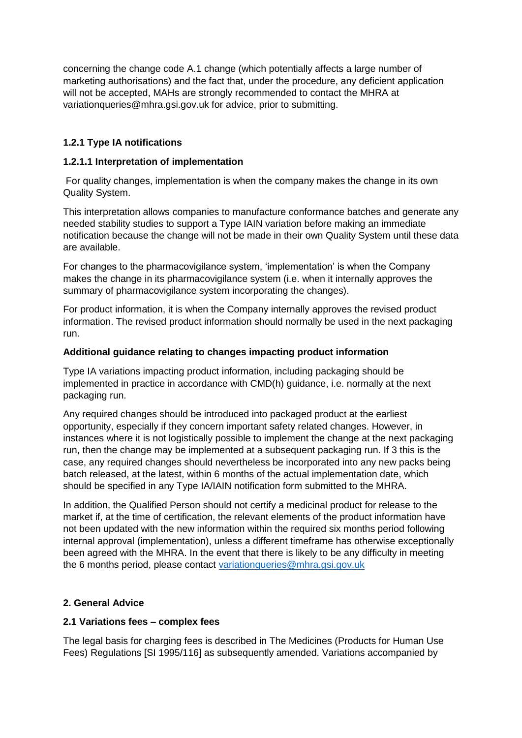concerning the change code A.1 change (which potentially affects a large number of marketing authorisations) and the fact that, under the procedure, any deficient application will not be accepted, MAHs are strongly recommended to contact the MHRA at variationqueries@mhra.gsi.gov.uk for advice, prior to submitting.

### 1.2.1 Type IA notifications

#### 1.2.1.1 Interpretation of implementation

For quality changes, implementation is when the company makes the change in its own Quality System.

This interpretation allows companies to manufacture conformance batches and generate any needed stability studies to support a Type IAIN variation before making an immediate notification because the change will not be made in their own Quality System until these data are available.

For changes to the pharmacovigilance system, 'implementation' is when the Company makes the change in its pharmacovigilance system (i.e. when it internally approves the summary of pharmacovigilance system incorporating the changes).

For product information, it is when the Company internally approves the revised product information. The revised product information should normally be used in the next packaging run.

**Additional guidance relating to changes impacting product information**

Type IA variations impacting product information, including packaging should be implemented in practice in accordance with CMD(h) guidance, i.e. normally at the next packaging run.

Any required changes should be introduced into packaged product at the earliest opportunity, especially if they concern important safety related changes. However, in instances where it is not logistically possible to implement the change at the next packaging run, then the change may be implemented at a subsequent packaging run. If 3 this is the case, any required changes should nevertheless be incorporated into any new packs being batch released, at the latest, within 6 months of the actual implementation date, which should be specified in any Type IA/IAIN notification form submitted to the MHRA.

In addition, the Qualified Person should not certify a medicinal product for release to the market if, at the time of certification, the relevant elements of the product information have not been updated with the new information within the required six months period following internal approval (implementation), unless a different timeframe has otherwise exceptionally been agreed with the MHRA. In the event that there is likely to be any difficulty in meeting the 6 months period, please contact variationqueries@mhra.gsi.gov.uk

## 2. General Advice

### 2.1 Variations fees – complex fees

The legal basis for charging fees is described in The Medicines (Products for Human Use Fees) Regulations [SI 1995/116] as subsequently amended. Variations accompanied by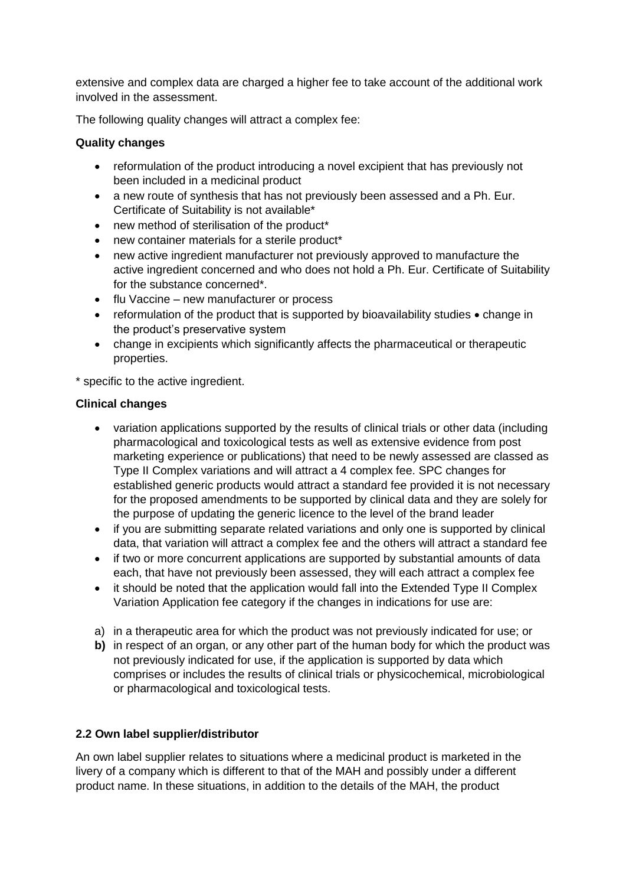extensive and complex data are charged a higher fee to take account of the additional work involved in the assessment.

The following quality changes will attract a complex fee:

**Quality changes**

- reformulation of the product introducing a novel excipient that has previously not been included in a medicinal product
- a new route of synthesis that has not previously been assessed and a Ph. Eur. Certificate of Suitability is not available*
- new method of sterilisation of the product*
- new container materials for a sterile product*
- new active ingredient manufacturer not previously approved to manufacture the active ingredient concerned and who does not hold a Ph. Eur. Certificate of Suitability for the substance concerned*.
- flu Vaccine – new manufacturer or process
- reformulation of the product that is supported by bioavailability studies • change in the product's preservative system
- change in excipients which significantly affects the pharmaceutical or therapeutic properties.

\* specific to the active ingredient.

**Clinical changes**

- variation applications supported by the results of clinical trials or other data (including pharmacological and toxicological tests as well as extensive evidence from post marketing experience or publications) that need to be newly assessed are classed as Type II Complex variations and will attract a 4 complex fee. SPC changes for established generic products would attract a standard fee provided it is not necessary for the proposed amendments to be supported by clinical data and they are solely for the purpose of updating the generic licence to the level of the brand leader
- if you are submitting separate related variations and only one is supported by clinical data, that variation will attract a complex fee and the others will attract a standard fee
- if two or more concurrent applications are supported by substantial amounts of data each, that have not previously been assessed, they will each attract a complex fee
- it should be noted that the application would fall into the Extended Type II Complex Variation Application fee category if the changes in indications for use are:

a) in a therapeutic area for which the product was not previously indicated for use; or

**b)** in respect of an organ, or any other part of the human body for which the product was not previously indicated for use, if the application is supported by data which comprises or includes the results of clinical trials or physicochemical, microbiological or pharmacological and toxicological tests.

**2.2 Own label supplier/distributor**

An own label supplier relates to situations where a medicinal product is marketed in the livery of a company which is different to that of the MAH and possibly under a different product name. In these situations, in addition to the details of the MAH, the product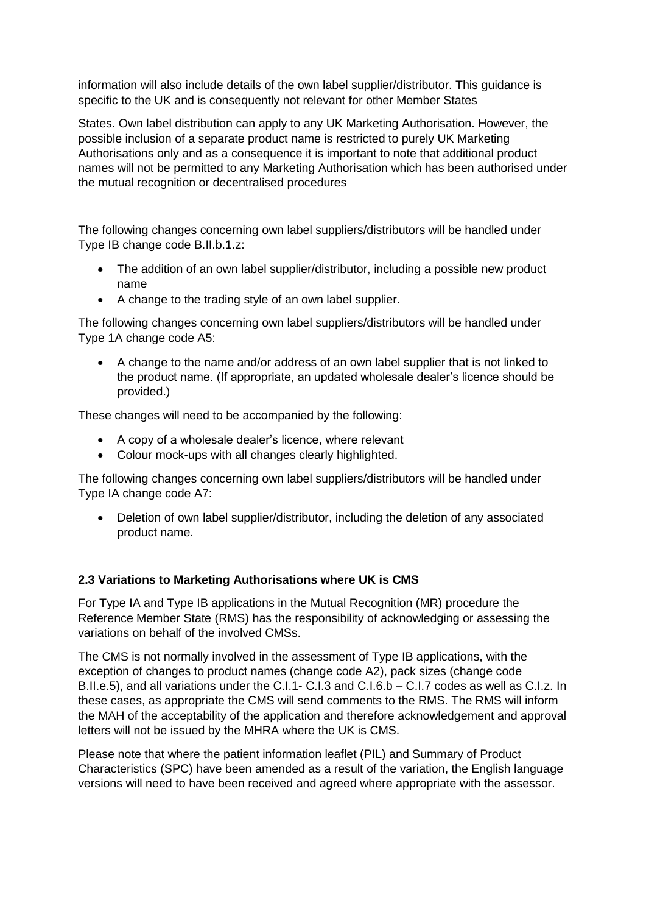information will also include details of the own label supplier/distributor. This guidance is specific to the UK and is consequently not relevant for other Member States

States. Own label distribution can apply to any UK Marketing Authorisation. However, the possible inclusion of a separate product name is restricted to purely UK Marketing Authorisations only and as a consequence it is important to note that additional product names will not be permitted to any Marketing Authorisation which has been authorised under the mutual recognition or decentralised procedures

The following changes concerning own label suppliers/distributors will be handled under Type IB change code B.II.b.1.z:

- The addition of an own label supplier/distributor, including a possible new product name
- A change to the trading style of an own label supplier.

The following changes concerning own label suppliers/distributors will be handled under Type 1A change code A5:

- A change to the name and/or address of an own label supplier that is not linked to the product name. (If appropriate, an updated wholesale dealer's licence should be provided.)

These changes will need to be accompanied by the following:

- A copy of a wholesale dealer's licence, where relevant
- Colour mock-ups with all changes clearly highlighted.

The following changes concerning own label suppliers/distributors will be handled under Type IA change code A7:

- Deletion of own label supplier/distributor, including the deletion of any associated product name.

### 2.3 Variations to Marketing Authorisations where UK is CMS

For Type IA and Type IB applications in the Mutual Recognition (MR) procedure the Reference Member State (RMS) has the responsibility of acknowledging or assessing the variations on behalf of the involved CMSs.

The CMS is not normally involved in the assessment of Type IB applications, with the exception of changes to product names (change code A2), pack sizes (change code B.II.e.5), and all variations under the C.I.1- C.I.3 and C.I.6.b – C.I.7 codes as well as C.I.z. In these cases, as appropriate the CMS will send comments to the RMS. The RMS will inform the MAH of the acceptability of the application and therefore acknowledgement and approval letters will not be issued by the MHRA where the UK is CMS.

Please note that where the patient information leaflet (PIL) and Summary of Product Characteristics (SPC) have been amended as a result of the variation, the English language versions will need to have been received and agreed where appropriate with the assessor.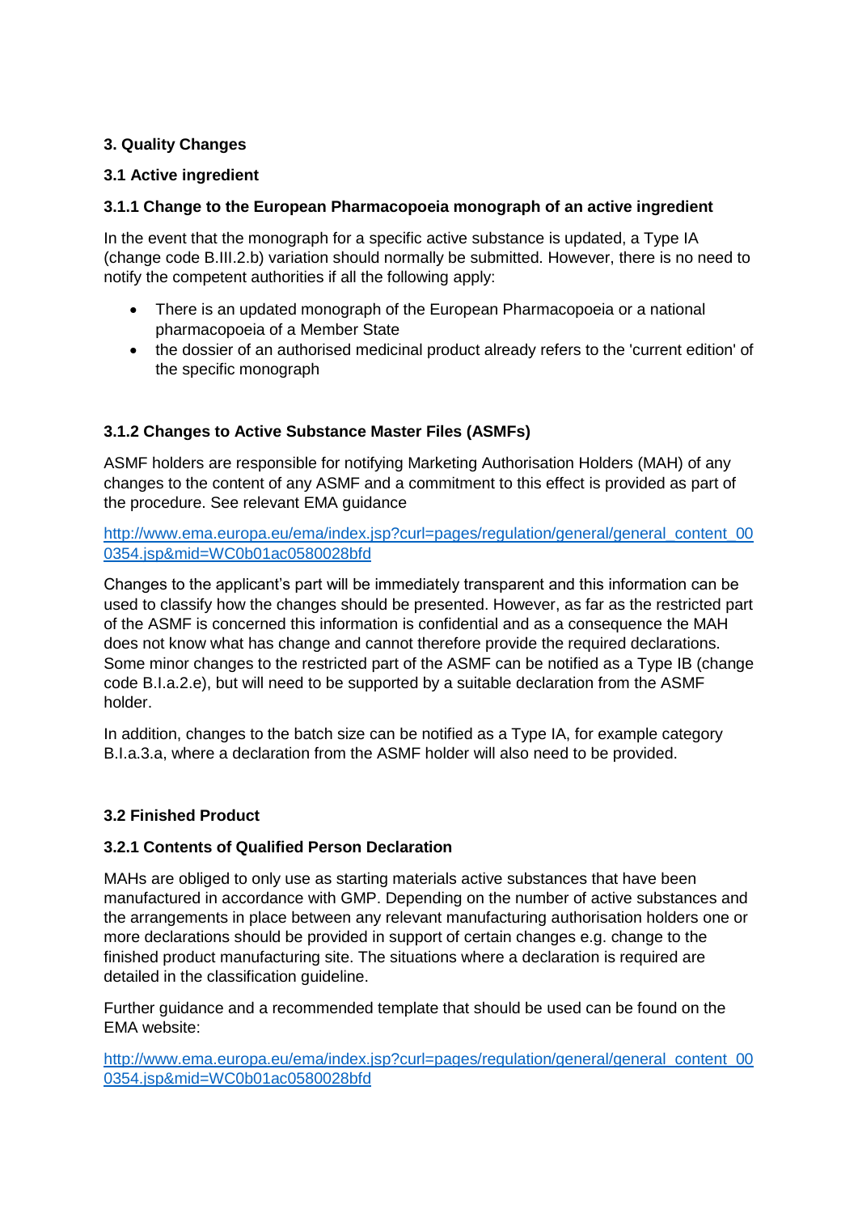## 3. Quality Changes

### 3.1 Active ingredient

#### 3.1.1 Change to the European Pharmacopoeia monograph of an active ingredient

In the event that the monograph for a specific active substance is updated, a Type IA (change code B.III.2.b) variation should normally be submitted. However, there is no need to notify the competent authorities if all the following apply:

- There is an updated monograph of the European Pharmacopoeia or a national pharmacopoeia of a Member State
- the dossier of an authorised medicinal product already refers to the 'current edition' of the specific monograph

#### 3.1.2 Changes to Active Substance Master Files (ASMFs)

ASMF holders are responsible for notifying Marketing Authorisation Holders (MAH) of any changes to the content of any ASMF and a commitment to this effect is provided as part of the procedure. See relevant EMA guidance

http://www.ema.europa.eu/ema/index.jsp?curl=pages/regulation/general/general_content_000354.jsp&mid=WC0b01ac0580028bfd

Changes to the applicant's part will be immediately transparent and this information can be used to classify how the changes should be presented. However, as far as the restricted part of the ASMF is concerned this information is confidential and as a consequence the MAH does not know what has change and cannot therefore provide the required declarations. Some minor changes to the restricted part of the ASMF can be notified as a Type IB (change code B.I.a.2.e), but will need to be supported by a suitable declaration from the ASMF holder.

In addition, changes to the batch size can be notified as a Type IA, for example category B.I.a.3.a, where a declaration from the ASMF holder will also need to be provided.

### 3.2 Finished Product

#### 3.2.1 Contents of Qualified Person Declaration

MAHs are obliged to only use as starting materials active substances that have been manufactured in accordance with GMP. Depending on the number of active substances and the arrangements in place between any relevant manufacturing authorisation holders one or more declarations should be provided in support of certain changes e.g. change to the finished product manufacturing site. The situations where a declaration is required are detailed in the classification guideline.

Further guidance and a recommended template that should be used can be found on the EMA website:

http://www.ema.europa.eu/ema/index.jsp?curl=pages/regulation/general/general_content_000354.jsp&mid=WC0b01ac0580028bfd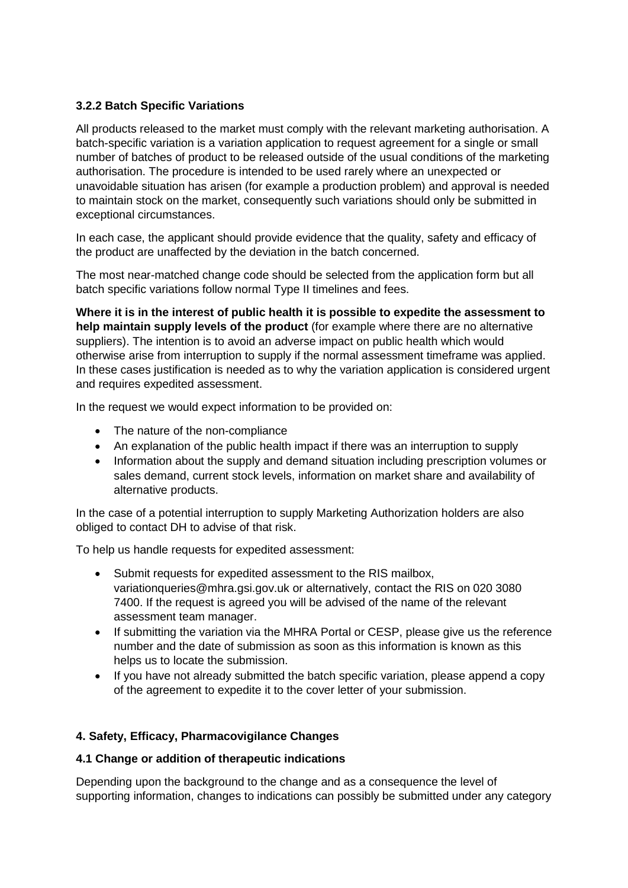### 3.2.2 Batch Specific Variations

All products released to the market must comply with the relevant marketing authorisation. A batch-specific variation is a variation application to request agreement for a single or small number of batches of product to be released outside of the usual conditions of the marketing authorisation. The procedure is intended to be used rarely where an unexpected or unavoidable situation has arisen (for example a production problem) and approval is needed to maintain stock on the market, consequently such variations should only be submitted in exceptional circumstances.

In each case, the applicant should provide evidence that the quality, safety and efficacy of the product are unaffected by the deviation in the batch concerned.

The most near-matched change code should be selected from the application form but all batch specific variations follow normal Type II timelines and fees.

**Where it is in the interest of public health it is possible to expedite the assessment to help maintain supply levels of the product** (for example where there are no alternative suppliers). The intention is to avoid an adverse impact on public health which would otherwise arise from interruption to supply if the normal assessment timeframe was applied. In these cases justification is needed as to why the variation application is considered urgent and requires expedited assessment.

In the request we would expect information to be provided on:

- The nature of the non-compliance
- An explanation of the public health impact if there was an interruption to supply
- Information about the supply and demand situation including prescription volumes or sales demand, current stock levels, information on market share and availability of alternative products.

In the case of a potential interruption to supply Marketing Authorization holders are also obliged to contact DH to advise of that risk.

To help us handle requests for expedited assessment:

- Submit requests for expedited assessment to the RIS mailbox, variationqueries@mhra.gsi.gov.uk or alternatively, contact the RIS on 020 3080 7400. If the request is agreed you will be advised of the name of the relevant assessment team manager.
- If submitting the variation via the MHRA Portal or CESP, please give us the reference number and the date of submission as soon as this information is known as this helps us to locate the submission.
- If you have not already submitted the batch specific variation, please append a copy of the agreement to expedite it to the cover letter of your submission.

## 4. Safety, Efficacy, Pharmacovigilance Changes

### 4.1 Change or addition of therapeutic indications

Depending upon the background to the change and as a consequence the level of supporting information, changes to indications can possibly be submitted under any category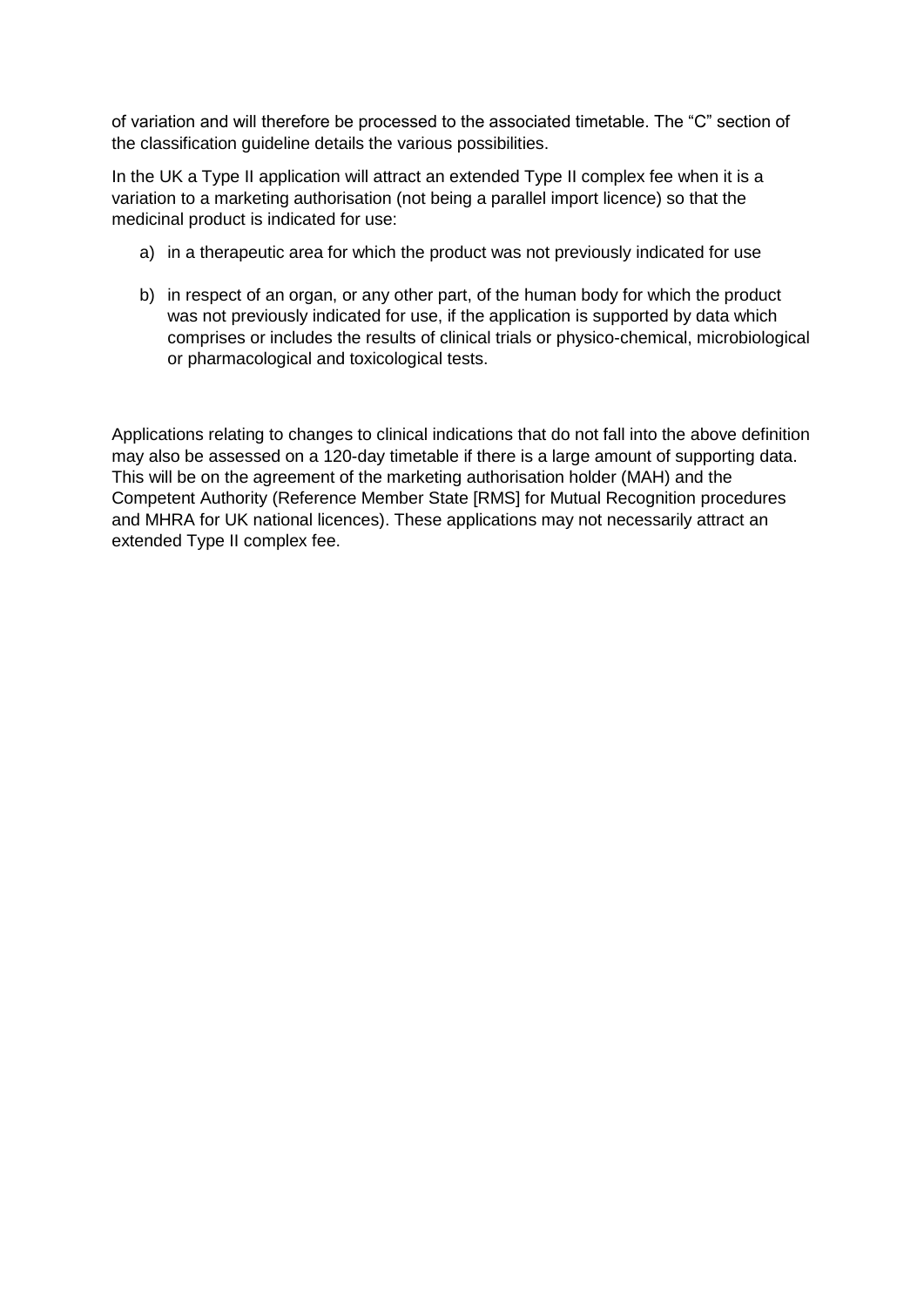of variation and will therefore be processed to the associated timetable. The "C" section of the classification guideline details the various possibilities.

In the UK a Type II application will attract an extended Type II complex fee when it is a variation to a marketing authorisation (not being a parallel import licence) so that the medicinal product is indicated for use:

a) in a therapeutic area for which the product was not previously indicated for use

b) in respect of an organ, or any other part, of the human body for which the product was not previously indicated for use, if the application is supported by data which comprises or includes the results of clinical trials or physico-chemical, microbiological or pharmacological and toxicological tests.

Applications relating to changes to clinical indications that do not fall into the above definition may also be assessed on a 120-day timetable if there is a large amount of supporting data. This will be on the agreement of the marketing authorisation holder (MAH) and the Competent Authority (Reference Member State [RMS] for Mutual Recognition procedures and MHRA for UK national licences). These applications may not necessarily attract an extended Type II complex fee.